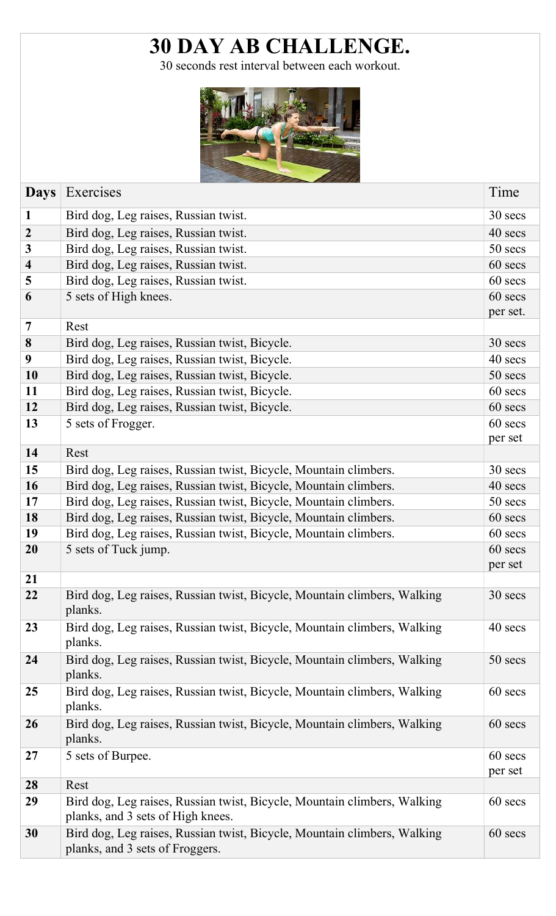# 30 DAY AB CHALLENGE.

30 seconds rest interval between each workout.

| Days | Exercises | Time |
|---|---|---|
| **1** | Bird dog, Leg raises, Russian twist. | 30 secs |
| **2** | Bird dog, Leg raises, Russian twist. | 40 secs |
| **3** | Bird dog, Leg raises, Russian twist. | 50 secs |
| **4** | Bird dog, Leg raises, Russian twist. | 60 secs |
| **5** | Bird dog, Leg raises, Russian twist. | 60 secs |
| **6** | 5 sets of High knees. | 60 secs per set. |
| **7** | Rest | |
| **8** | Bird dog, Leg raises, Russian twist, Bicycle. | 30 secs |
| **9** | Bird dog, Leg raises, Russian twist, Bicycle. | 40 secs |
| **10** | Bird dog, Leg raises, Russian twist, Bicycle. | 50 secs |
| **11** | Bird dog, Leg raises, Russian twist, Bicycle. | 60 secs |
| **12** | Bird dog, Leg raises, Russian twist, Bicycle. | 60 secs |
| **13** | 5 sets of Frogger. | 60 secs per set |
| **14** | Rest | |
| **15** | Bird dog, Leg raises, Russian twist, Bicycle, Mountain climbers. | 30 secs |
| **16** | Bird dog, Leg raises, Russian twist, Bicycle, Mountain climbers. | 40 secs |
| **17** | Bird dog, Leg raises, Russian twist, Bicycle, Mountain climbers. | 50 secs |
| **18** | Bird dog, Leg raises, Russian twist, Bicycle, Mountain climbers. | 60 secs |
| **19** | Bird dog, Leg raises, Russian twist, Bicycle, Mountain climbers. | 60 secs |
| **20** | 5 sets of Tuck jump. | 60 secs per set |
| **21** | | |
| **22** | Bird dog, Leg raises, Russian twist, Bicycle, Mountain climbers, Walking planks. | 30 secs |
| **23** | Bird dog, Leg raises, Russian twist, Bicycle, Mountain climbers, Walking planks. | 40 secs |
| **24** | Bird dog, Leg raises, Russian twist, Bicycle, Mountain climbers, Walking planks. | 50 secs |
| **25** | Bird dog, Leg raises, Russian twist, Bicycle, Mountain climbers, Walking planks. | 60 secs |
| **26** | Bird dog, Leg raises, Russian twist, Bicycle, Mountain climbers, Walking planks. | 60 secs |
| **27** | 5 sets of Burpee. | 60 secs per set |
| **28** | Rest | |
| **29** | Bird dog, Leg raises, Russian twist, Bicycle, Mountain climbers, Walking planks, and 3 sets of High knees. | 60 secs |
| **30** | Bird dog, Leg raises, Russian twist, Bicycle, Mountain climbers, Walking planks, and 3 sets of Froggers. | 60 secs |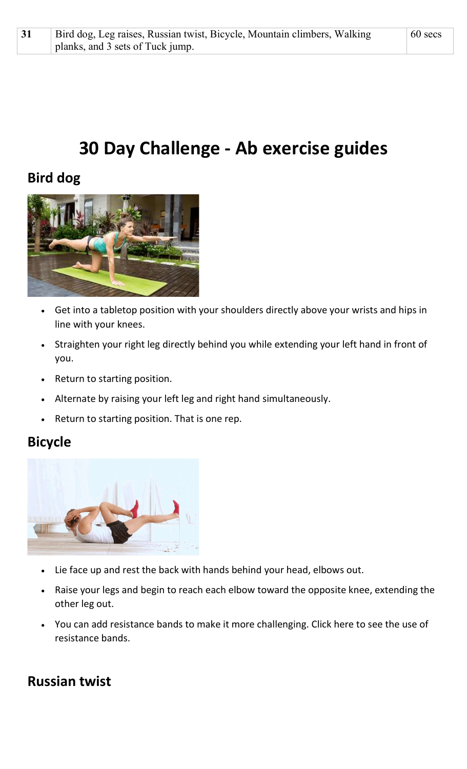| 31 | Bird dog, Leg raises, Russian twist, Bicycle, Mountain climbers, Walking planks, and 3 sets of Tuck jump. | 60 secs |
|---|---|---|

# 30 Day Challenge - Ab exercise guides

## Bird dog

- Get into a tabletop position with your shoulders directly above your wrists and hips in line with your knees.
- Straighten your right leg directly behind you while extending your left hand in front of you.
- Return to starting position.
- Alternate by raising your left leg and right hand simultaneously.
- Return to starting position. That is one rep.

## Bicycle

- Lie face up and rest the back with hands behind your head, elbows out.
- Raise your legs and begin to reach each elbow toward the opposite knee, extending the other leg out.
- You can add resistance bands to make it more challenging. Click here to see the use of resistance bands.

## Russian twist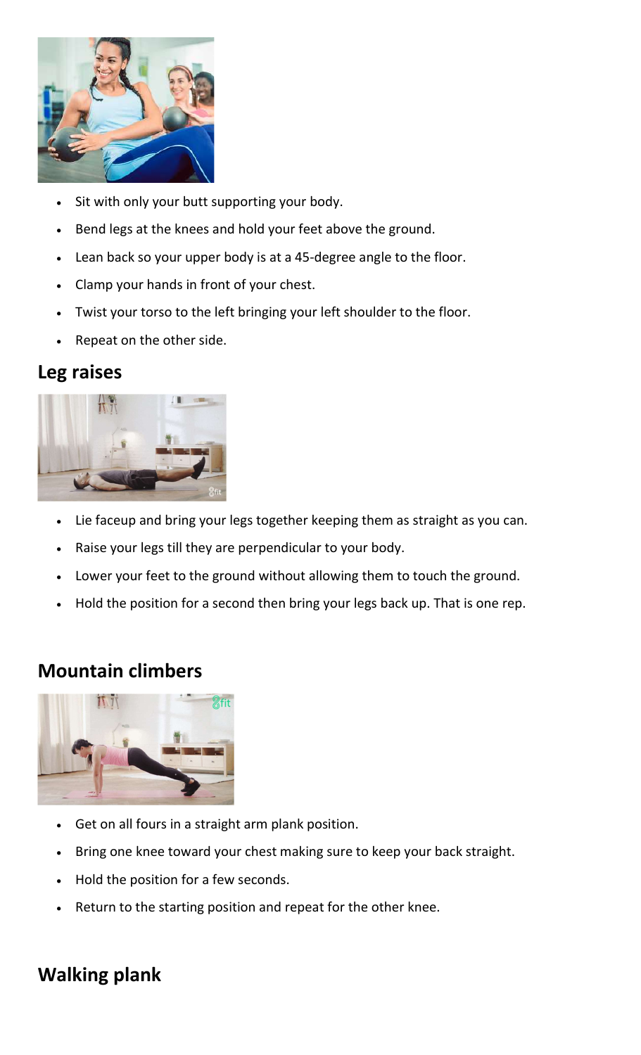- Sit with only your butt supporting your body.
- Bend legs at the knees and hold your feet above the ground.
- Lean back so your upper body is at a 45-degree angle to the floor.
- Clamp your hands in front of your chest.
- Twist your torso to the left bringing your left shoulder to the floor.
- Repeat on the other side.

## Leg raises

- Lie faceup and bring your legs together keeping them as straight as you can.
- Raise your legs till they are perpendicular to your body.
- Lower your feet to the ground without allowing them to touch the ground.
- Hold the position for a second then bring your legs back up. That is one rep.

## Mountain climbers

- Get on all fours in a straight arm plank position.
- Bring one knee toward your chest making sure to keep your back straight.
- Hold the position for a few seconds.
- Return to the starting position and repeat for the other knee.

## Walking plank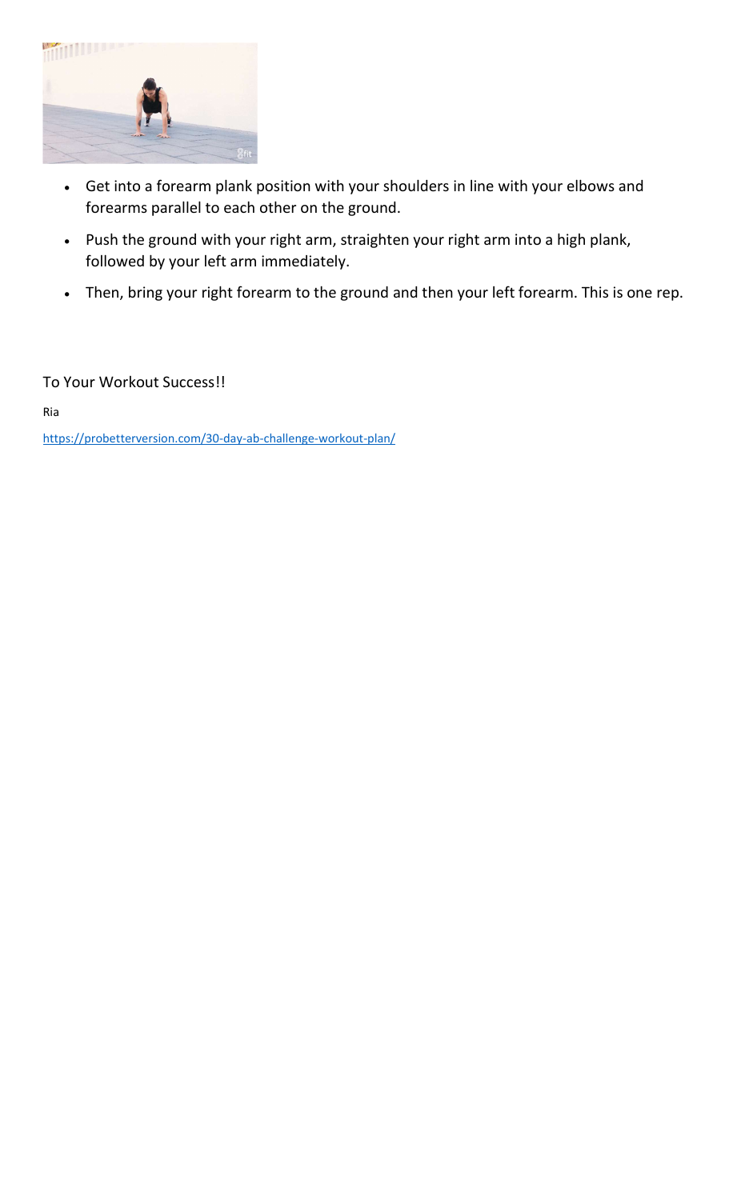- Get into a forearm plank position with your shoulders in line with your elbows and forearms parallel to each other on the ground.
- Push the ground with your right arm, straighten your right arm into a high plank, followed by your left arm immediately.
- Then, bring your right forearm to the ground and then your left forearm. This is one rep.

To Your Workout Success!!

Ria

https://probetterversion.com/30-day-ab-challenge-workout-plan/